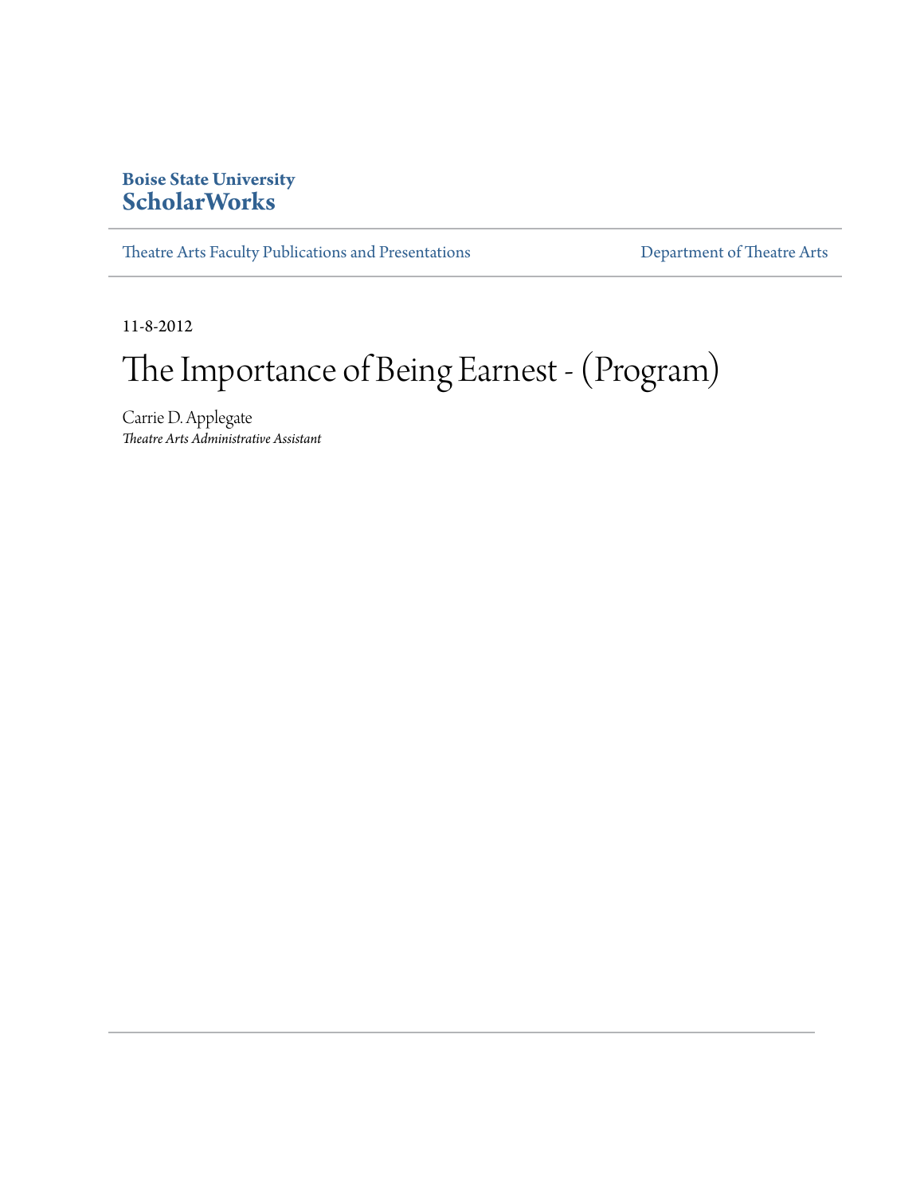**Boise State University**
**ScholarWorks**

Theatre Arts Faculty Publications and Presentations | Department of Theatre Arts

11-8-2012

# The Importance of Being Earnest - (Program)

Carrie D. Applegate
*Theatre Arts Administrative Assistant*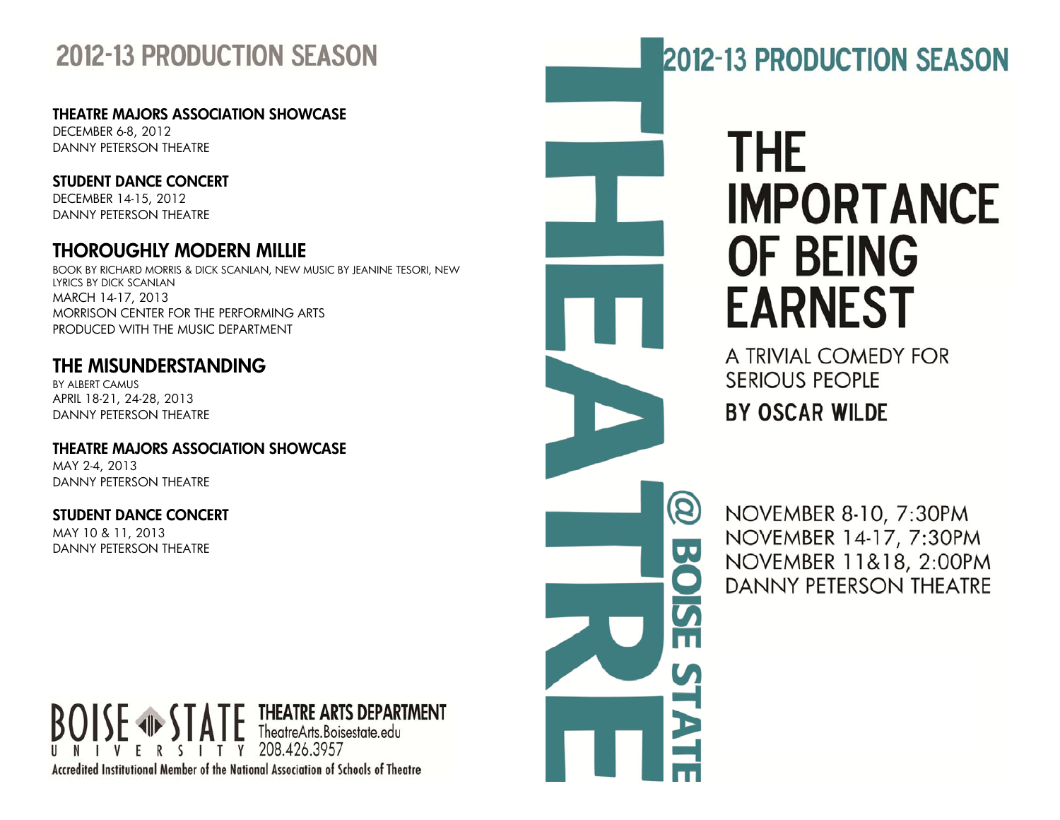## 2012-13 PRODUCTION SEASON

**THEATRE MAJORS ASSOCIATION SHOWCASE**
DECEMBER 6-8, 2012
DANNY PETERSON THEATRE

**STUDENT DANCE CONCERT**
DECEMBER 14-15, 2012
DANNY PETERSON THEATRE

### THOROUGHLY MODERN MILLIE

BOOK BY RICHARD MORRIS & DICK SCANLAN, NEW MUSIC BY JEANINE TESORI, NEW LYRICS BY DICK SCANLAN
MARCH 14-17, 2013
MORRISON CENTER FOR THE PERFORMING ARTS
PRODUCED WITH THE MUSIC DEPARTMENT

### THE MISUNDERSTANDING

BY ALBERT CAMUS
APRIL 18-21, 24-28, 2013
DANNY PETERSON THEATRE

**THEATRE MAJORS ASSOCIATION SHOWCASE**
MAY 2-4, 2013
DANNY PETERSON THEATRE

**STUDENT DANCE CONCERT**
MAY 10 & 11, 2013
DANNY PETERSON THEATRE

BOISE STATE UNIVERSITY
**THEATRE ARTS DEPARTMENT**
TheatreArts.Boisestate.edu
208.426.3957
Accredited Institutional Member of the National Association of Schools of Theatre

THEATRE @ BOISE STATE

## 2012-13 PRODUCTION SEASON

# THE IMPORTANCE OF BEING EARNEST

A TRIVIAL COMEDY FOR SERIOUS PEOPLE

**BY OSCAR WILDE**

NOVEMBER 8-10, 7:30PM
NOVEMBER 14-17, 7:30PM
NOVEMBER 11&18, 2:00PM
DANNY PETERSON THEATRE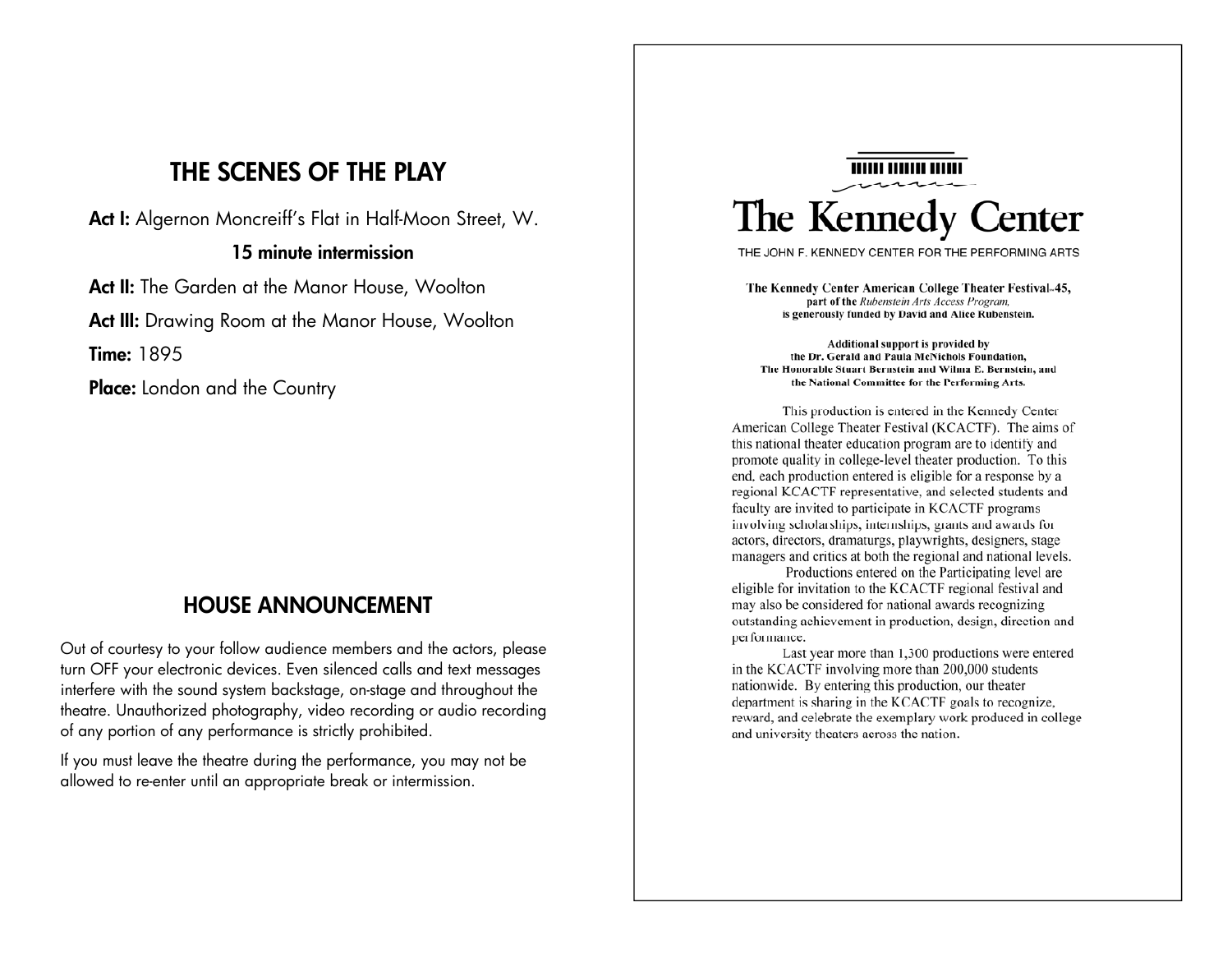## THE SCENES OF THE PLAY

**Act I:** Algernon Moncreiff's Flat in Half-Moon Street, W.

**15 minute intermission**

**Act II:** The Garden at the Manor House, Woolton

**Act III:** Drawing Room at the Manor House, Woolton

**Time:** 1895

**Place:** London and the Country

## HOUSE ANNOUNCEMENT

Out of courtesy to your follow audience members and the actors, please turn OFF your electronic devices. Even silenced calls and text messages interfere with the sound system backstage, on-stage and throughout the theatre. Unauthorized photography, video recording or audio recording of any portion of any performance is strictly prohibited.

If you must leave the theatre during the performance, you may not be allowed to re-enter until an appropriate break or intermission.

# The Kennedy Center

THE JOHN F. KENNEDY CENTER FOR THE PERFORMING ARTS

**The Kennedy Center American College Theater Festival-45,**
**part of the *Rubenstein Arts Access Program,***
**is generously funded by David and Alice Rubenstein.**

**Additional support is provided by**
**the Dr. Gerald and Paula McNichols Foundation,**
**The Honorable Stuart Bernstein and Wilma E. Bernstein, and**
**the National Committee for the Performing Arts.**

This production is entered in the Kennedy Center American College Theater Festival (KCACTF). The aims of this national theater education program are to identify and promote quality in college-level theater production. To this end, each production entered is eligible for a response by a regional KCACTF representative, and selected students and faculty are invited to participate in KCACTF programs involving scholarships, internships, grants and awards for actors, directors, dramaturgs, playwrights, designers, stage managers and critics at both the regional and national levels.

Productions entered on the Participating level are eligible for invitation to the KCACTF regional festival and may also be considered for national awards recognizing outstanding achievement in production, design, direction and performance.

Last year more than 1,300 productions were entered in the KCACTF involving more than 200,000 students nationwide. By entering this production, our theater department is sharing in the KCACTF goals to recognize, reward, and celebrate the exemplary work produced in college and university theaters across the nation.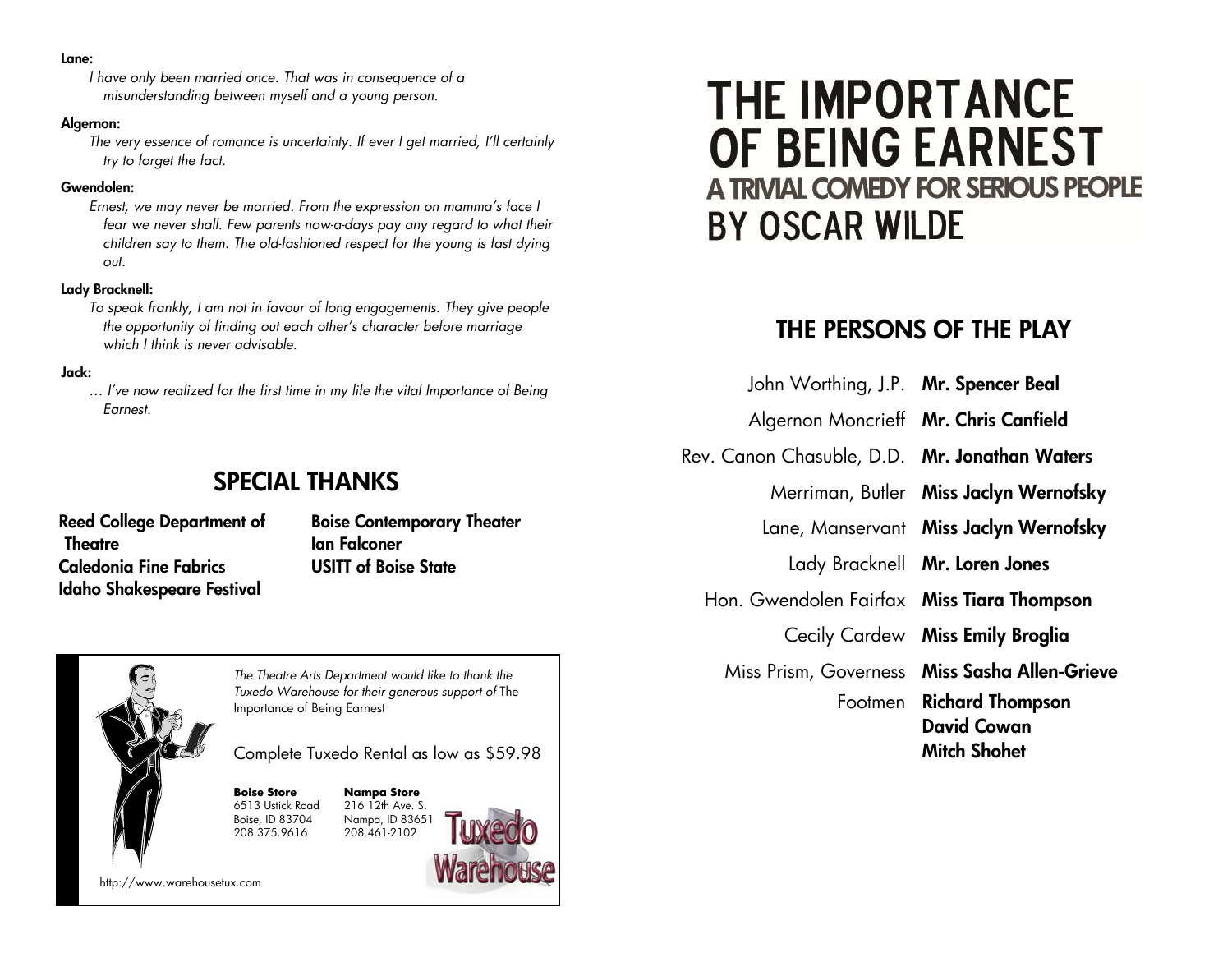**Lane:**

*I have only been married once. That was in consequence of a misunderstanding between myself and a young person.*

**Algernon:**

*The very essence of romance is uncertainty. If ever I get married, I'll certainly try to forget the fact.*

**Gwendolen:**

*Ernest, we may never be married. From the expression on mamma's face I fear we never shall. Few parents now-a-days pay any regard to what their children say to them. The old-fashioned respect for the young is fast dying out.*

**Lady Bracknell:**

*To speak frankly, I am not in favour of long engagements. They give people the opportunity of finding out each other's character before marriage which I think is never advisable.*

**Jack:**

*… I've now realized for the first time in my life the vital Importance of Being Earnest.*

## SPECIAL THANKS

**Reed College Department of Theatre**
**Caledonia Fine Fabrics**
**Idaho Shakespeare Festival**
**Boise Contemporary Theater**
**Ian Falconer**
**USITT of Boise State**

*The Theatre Arts Department would like to thank the Tuxedo Warehouse for their generous support of* The Importance of Being Earnest

Complete Tuxedo Rental as low as $59.98

**Boise Store**
6513 Ustick Road
Boise, ID 83704
208.375.9616

**Nampa Store**
216 12th Ave. S.
Nampa, ID 83651
208.461-2102

Tuxedo Warehouse

http://www.warehousetux.com

# THE IMPORTANCE OF BEING EARNEST

## A TRIVIAL COMEDY FOR SERIOUS PEOPLE

## BY OSCAR WILDE

## THE PERSONS OF THE PLAY

| | |
|---|---|
| John Worthing, J.P. | **Mr. Spencer Beal** |
| Algernon Moncrieff | **Mr. Chris Canfield** |
| Rev. Canon Chasuble, D.D. | **Mr. Jonathan Waters** |
| Merriman, Butler | **Miss Jaclyn Wernofsky** |
| Lane, Manservant | **Miss Jaclyn Wernofsky** |
| Lady Bracknell | **Mr. Loren Jones** |
| Hon. Gwendolen Fairfax | **Miss Tiara Thompson** |
| Cecily Cardew | **Miss Emily Broglia** |
| Miss Prism, Governess | **Miss Sasha Allen-Grieve** |
| Footmen | **Richard Thompson**<br>**David Cowan**<br>**Mitch Shohet** |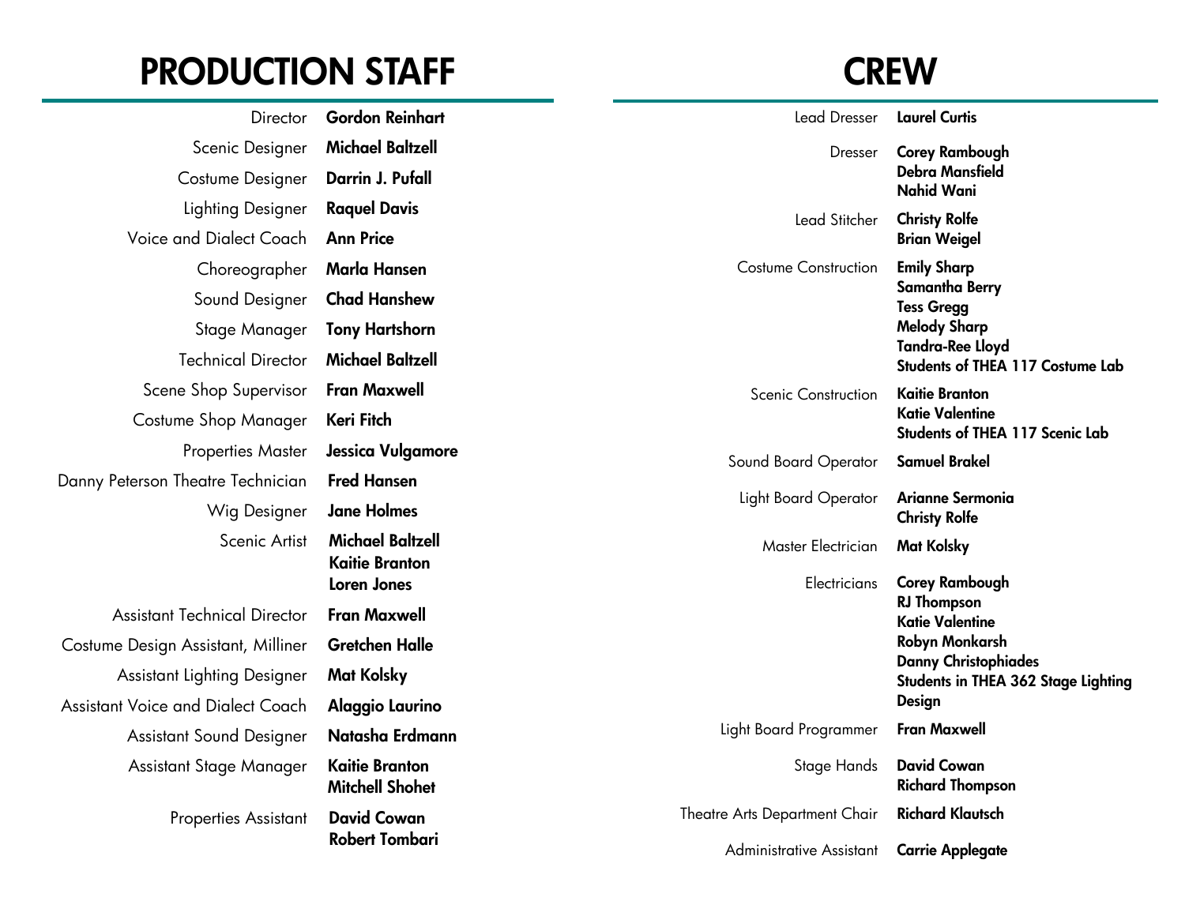# PRODUCTION STAFF

| | |
|---|---|
| Director | **Gordon Reinhart** |
| Scenic Designer | **Michael Baltzell** |
| Costume Designer | **Darrin J. Pufall** |
| Lighting Designer | **Raquel Davis** |
| Voice and Dialect Coach | **Ann Price** |
| Choreographer | **Marla Hansen** |
| Sound Designer | **Chad Hanshew** |
| Stage Manager | **Tony Hartshorn** |
| Technical Director | **Michael Baltzell** |
| Scene Shop Supervisor | **Fran Maxwell** |
| Costume Shop Manager | **Keri Fitch** |
| Properties Master | **Jessica Vulgamore** |
| Danny Peterson Theatre Technician | **Fred Hansen** |
| Wig Designer | **Jane Holmes** |
| Scenic Artist | **Michael Baltzell**<br>**Kaitie Branton**<br>**Loren Jones** |
| Assistant Technical Director | **Fran Maxwell** |
| Costume Design Assistant, Milliner | **Gretchen Halle** |
| Assistant Lighting Designer | **Mat Kolsky** |
| Assistant Voice and Dialect Coach | **Alaggio Laurino** |
| Assistant Sound Designer | **Natasha Erdmann** |
| Assistant Stage Manager | **Kaitie Branton**<br>**Mitchell Shohet** |
| Properties Assistant | **David Cowan**<br>**Robert Tombari** |

# CREW

| | |
|---|---|
| Lead Dresser | **Laurel Curtis** |
| Dresser | **Corey Rambough**<br>**Debra Mansfield**<br>**Nahid Wani** |
| Lead Stitcher | **Christy Rolfe**<br>**Brian Weigel** |
| Costume Construction | **Emily Sharp**<br>**Samantha Berry**<br>**Tess Gregg**<br>**Melody Sharp**<br>**Tandra-Ree Lloyd**<br>**Students of THEA 117 Costume Lab** |
| Scenic Construction | **Kaitie Branton**<br>**Katie Valentine**<br>**Students of THEA 117 Scenic Lab** |
| Sound Board Operator | **Samuel Brakel** |
| Light Board Operator | **Arianne Sermonia**<br>**Christy Rolfe** |
| Master Electrician | **Mat Kolsky** |
| Electricians | **Corey Rambough**<br>**RJ Thompson**<br>**Katie Valentine**<br>**Robyn Monkarsh**<br>**Danny Christophiades**<br>**Students in THEA 362 Stage Lighting Design** |
| Light Board Programmer | **Fran Maxwell** |
| Stage Hands | **David Cowan**<br>**Richard Thompson** |
| Theatre Arts Department Chair | **Richard Klautsch** |
| Administrative Assistant | **Carrie Applegate** |